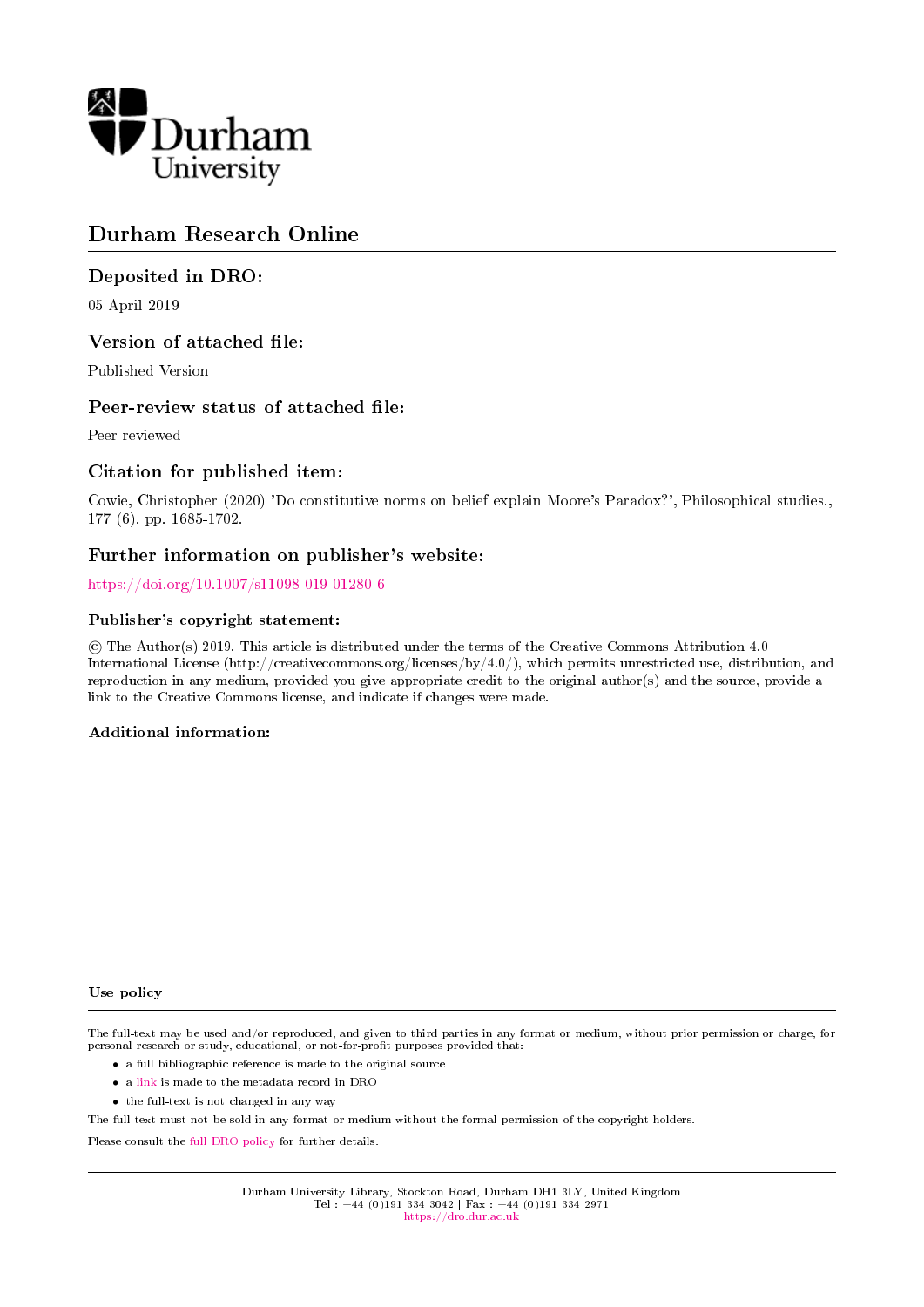Durham University

# Durham Research Online

## Deposited in DRO:

05 April 2019

## Version of attached file:

Published Version

## Peer-review status of attached file:

Peer-reviewed

## Citation for published item:

Cowie, Christopher (2020) 'Do constitutive norms on belief explain Moore's Paradox?', Philosophical studies., 177 (6). pp. 1685-1702.

## Further information on publisher's website:

https://doi.org/10.1007/s11098-019-01280-6

### Publisher's copyright statement:

© The Author(s) 2019. This article is distributed under the terms of the Creative Commons Attribution 4.0 International License (http://creativecommons.org/licenses/by/4.0/), which permits unrestricted use, distribution, and reproduction in any medium, provided you give appropriate credit to the original author(s) and the source, provide a link to the Creative Commons license, and indicate if changes were made.

### Additional information:

#### Use policy

The full-text may be used and/or reproduced, and given to third parties in any format or medium, without prior permission or charge, for personal research or study, educational, or not-for-profit purposes provided that:

- a full bibliographic reference is made to the original source
- a link is made to the metadata record in DRO
- the full-text is not changed in any way

The full-text must not be sold in any format or medium without the formal permission of the copyright holders.

Please consult the full DRO policy for further details.

Durham University Library, Stockton Road, Durham DH1 3LY, United Kingdom
Tel : +44 (0)191 334 3042 | Fax : +44 (0)191 334 2971
https://dro.dur.ac.uk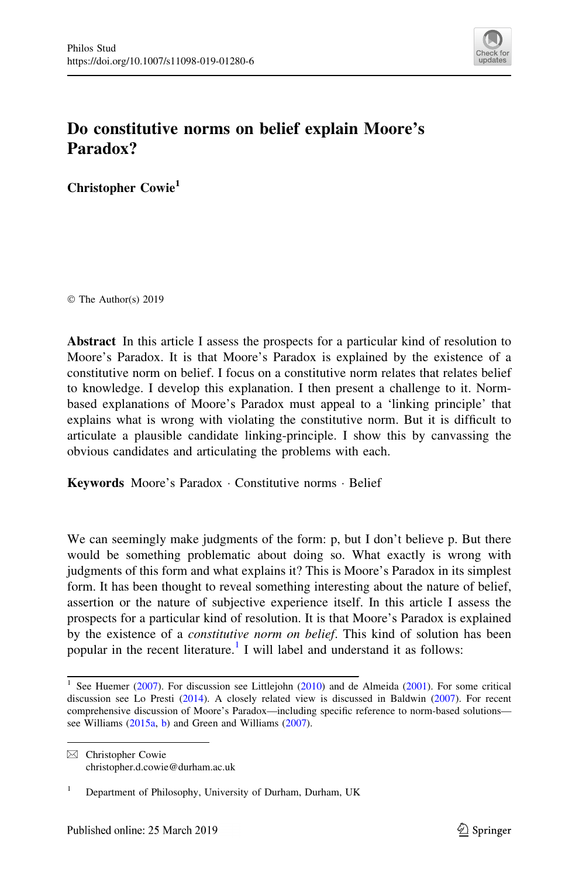# Do constitutive norms on belief explain Moore's Paradox?

**Christopher Cowie**[1]

© The Author(s) 2019

**Abstract** In this article I assess the prospects for a particular kind of resolution to Moore's Paradox. It is that Moore's Paradox is explained by the existence of a constitutive norm on belief. I focus on a constitutive norm relates that relates belief to knowledge. I develop this explanation. I then present a challenge to it. Norm-based explanations of Moore's Paradox must appeal to a 'linking principle' that explains what is wrong with violating the constitutive norm. But it is difficult to articulate a plausible candidate linking-principle. I show this by canvassing the obvious candidates and articulating the problems with each.

**Keywords** Moore's Paradox · Constitutive norms · Belief

We can seemingly make judgments of the form: p, but I don't believe p. But there would be something problematic about doing so. What exactly is wrong with judgments of this form and what explains it? This is Moore's Paradox in its simplest form. It has been thought to reveal something interesting about the nature of belief, assertion or the nature of subjective experience itself. In this article I assess the prospects for a particular kind of resolution. It is that Moore's Paradox is explained by the existence of a *constitutive norm on belief*. This kind of solution has been popular in the recent literature.[1] I will label and understand it as follows:

---

[1] See Huemer (2007). For discussion see Littlejohn (2010) and de Almeida (2001). For some critical discussion see Lo Presti (2014). A closely related view is discussed in Baldwin (2007). For recent comprehensive discussion of Moore's Paradox—including specific reference to norm-based solutions—see Williams (2015a, b) and Green and Williams (2007).

---

✉ Christopher Cowie
christopher.d.cowie@durham.ac.uk

[1] Department of Philosophy, University of Durham, Durham, UK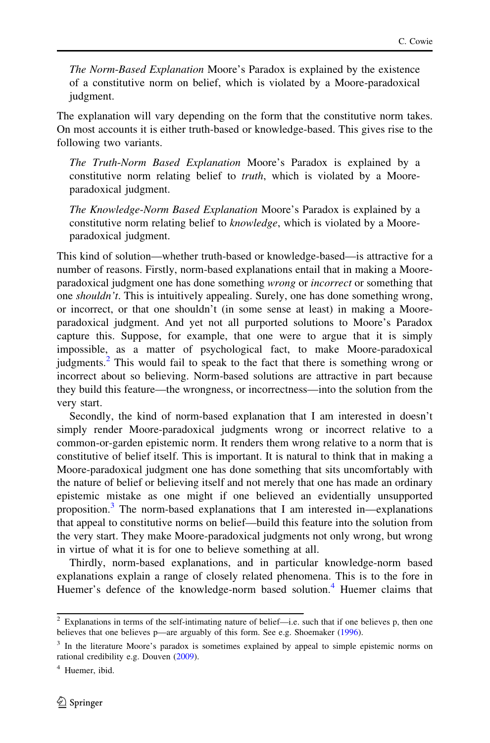*The Norm-Based Explanation* Moore's Paradox is explained by the existence of a constitutive norm on belief, which is violated by a Moore-paradoxical judgment.

The explanation will vary depending on the form that the constitutive norm takes. On most accounts it is either truth-based or knowledge-based. This gives rise to the following two variants.

*The Truth-Norm Based Explanation* Moore's Paradox is explained by a constitutive norm relating belief to *truth*, which is violated by a Moore-paradoxical judgment.

*The Knowledge-Norm Based Explanation* Moore's Paradox is explained by a constitutive norm relating belief to *knowledge*, which is violated by a Moore-paradoxical judgment.

This kind of solution—whether truth-based or knowledge-based—is attractive for a number of reasons. Firstly, norm-based explanations entail that in making a Moore-paradoxical judgment one has done something *wrong* or *incorrect* or something that one *shouldn't*. This is intuitively appealing. Surely, one has done something wrong, or incorrect, or that one shouldn't (in some sense at least) in making a Moore-paradoxical judgment. And yet not all purported solutions to Moore's Paradox capture this. Suppose, for example, that one were to argue that it is simply impossible, as a matter of psychological fact, to make Moore-paradoxical judgments.[2] This would fail to speak to the fact that there is something wrong or incorrect about so believing. Norm-based solutions are attractive in part because they build this feature—the wrongness, or incorrectness—into the solution from the very start.

Secondly, the kind of norm-based explanation that I am interested in doesn't simply render Moore-paradoxical judgments wrong or incorrect relative to a common-or-garden epistemic norm. It renders them wrong relative to a norm that is constitutive of belief itself. This is important. It is natural to think that in making a Moore-paradoxical judgment one has done something that sits uncomfortably with the nature of belief or believing itself and not merely that one has made an ordinary epistemic mistake as one might if one believed an evidentially unsupported proposition.[3] The norm-based explanations that I am interested in—explanations that appeal to constitutive norms on belief—build this feature into the solution from the very start. They make Moore-paradoxical judgments not only wrong, but wrong in virtue of what it is for one to believe something at all.

Thirdly, norm-based explanations, and in particular knowledge-norm based explanations explain a range of closely related phenomena. This is to the fore in Huemer's defence of the knowledge-norm based solution.[4] Huemer claims that

---

[2] Explanations in terms of the self-intimating nature of belief—i.e. such that if one believes p, then one believes that one believes p—are arguably of this form. See e.g. Shoemaker (1996).

[3] In the literature Moore's paradox is sometimes explained by appeal to simple epistemic norms on rational credibility e.g. Douven (2009).

[4] Huemer, ibid.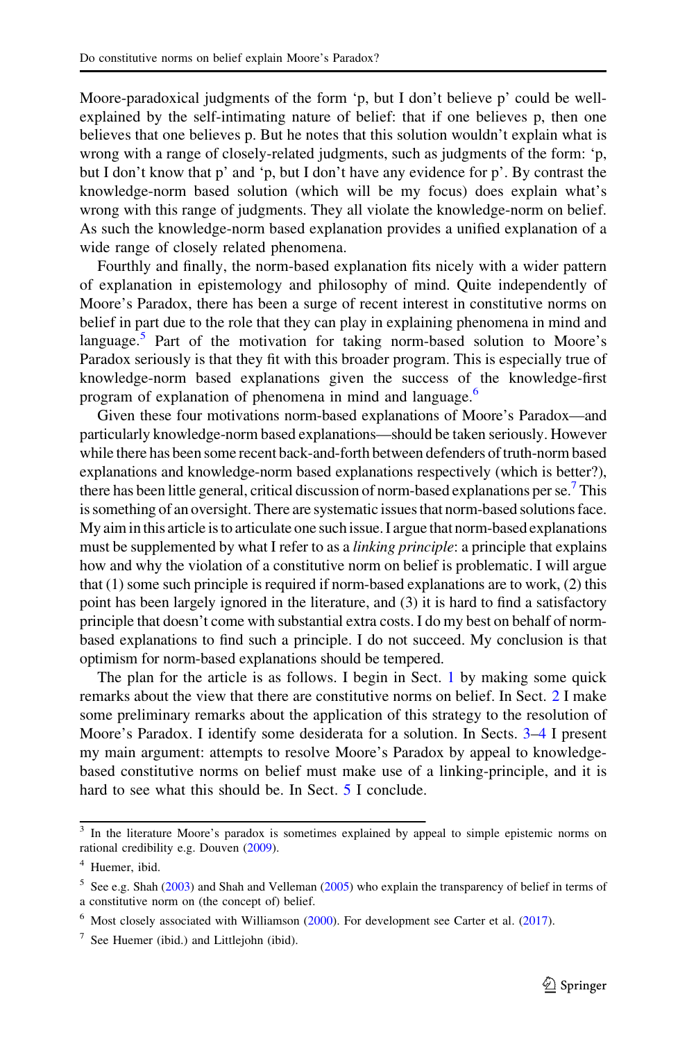Moore-paradoxical judgments of the form ‘p, but I don’t believe p’ could be well-explained by the self-intimating nature of belief: that if one believes p, then one believes that one believes p. But he notes that this solution wouldn’t explain what is wrong with a range of closely-related judgments, such as judgments of the form: ‘p, but I don’t know that p’ and ‘p, but I don’t have any evidence for p’. By contrast the knowledge-norm based solution (which will be my focus) does explain what’s wrong with this range of judgments. They all violate the knowledge-norm on belief. As such the knowledge-norm based explanation provides a unified explanation of a wide range of closely related phenomena.

Fourthly and finally, the norm-based explanation fits nicely with a wider pattern of explanation in epistemology and philosophy of mind. Quite independently of Moore’s Paradox, there has been a surge of recent interest in constitutive norms on belief in part due to the role that they can play in explaining phenomena in mind and language.[5] Part of the motivation for taking norm-based solution to Moore’s Paradox seriously is that they fit with this broader program. This is especially true of knowledge-norm based explanations given the success of the knowledge-first program of explanation of phenomena in mind and language.[6]

Given these four motivations norm-based explanations of Moore’s Paradox—and particularly knowledge-norm based explanations—should be taken seriously. However while there has been some recent back-and-forth between defenders of truth-norm based explanations and knowledge-norm based explanations respectively (which is better?), there has been little general, critical discussion of norm-based explanations per se.[7] This is something of an oversight. There are systematic issues that norm-based solutions face. My aim in this article is to articulate one such issue. I argue that norm-based explanations must be supplemented by what I refer to as a *linking principle*: a principle that explains how and why the violation of a constitutive norm on belief is problematic. I will argue that (1) some such principle is required if norm-based explanations are to work, (2) this point has been largely ignored in the literature, and (3) it is hard to find a satisfactory principle that doesn’t come with substantial extra costs. I do my best on behalf of norm-based explanations to find such a principle. I do not succeed. My conclusion is that optimism for norm-based explanations should be tempered.

The plan for the article is as follows. I begin in Sect. 1 by making some quick remarks about the view that there are constitutive norms on belief. In Sect. 2 I make some preliminary remarks about the application of this strategy to the resolution of Moore’s Paradox. I identify some desiderata for a solution. In Sects. 3–4 I present my main argument: attempts to resolve Moore’s Paradox by appeal to knowledge-based constitutive norms on belief must make use of a linking-principle, and it is hard to see what this should be. In Sect. 5 I conclude.

---

[3] In the literature Moore’s paradox is sometimes explained by appeal to simple epistemic norms on rational credibility e.g. Douven (2009).

[4] Huemer, ibid.

[5] See e.g. Shah (2003) and Shah and Velleman (2005) who explain the transparency of belief in terms of a constitutive norm on (the concept of) belief.

[6] Most closely associated with Williamson (2000). For development see Carter et al. (2017).

[7] See Huemer (ibid.) and Littlejohn (ibid).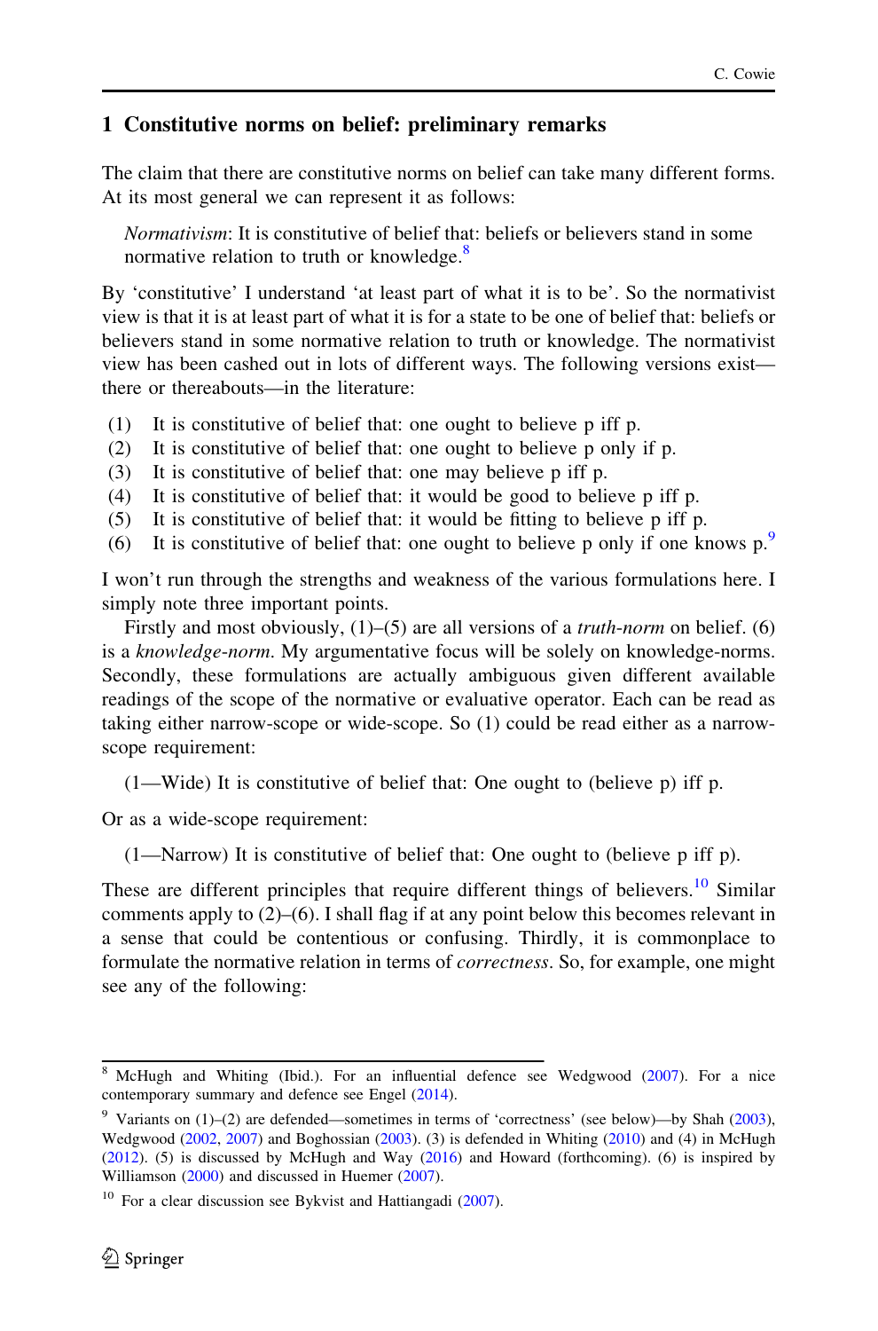## 1 Constitutive norms on belief: preliminary remarks

The claim that there are constitutive norms on belief can take many different forms. At its most general we can represent it as follows:

> *Normativism*: It is constitutive of belief that: beliefs or believers stand in some normative relation to truth or knowledge.[8]

By 'constitutive' I understand 'at least part of what it is to be'. So the normativist view is that it is at least part of what it is for a state to be one of belief that: beliefs or believers stand in some normative relation to truth or knowledge. The normativist view has been cashed out in lots of different ways. The following versions exist—there or thereabouts—in the literature:

(1) It is constitutive of belief that: one ought to believe p iff p.
(2) It is constitutive of belief that: one ought to believe p only if p.
(3) It is constitutive of belief that: one may believe p iff p.
(4) It is constitutive of belief that: it would be good to believe p iff p.
(5) It is constitutive of belief that: it would be fitting to believe p iff p.
(6) It is constitutive of belief that: one ought to believe p only if one knows p.[9]

I won't run through the strengths and weakness of the various formulations here. I simply note three important points.

Firstly and most obviously, (1)–(5) are all versions of a *truth-norm* on belief. (6) is a *knowledge-norm*. My argumentative focus will be solely on knowledge-norms. Secondly, these formulations are actually ambiguous given different available readings of the scope of the normative or evaluative operator. Each can be read as taking either narrow-scope or wide-scope. So (1) could be read either as a narrow-scope requirement:

> (1—Wide) It is constitutive of belief that: One ought to (believe p) iff p.

Or as a wide-scope requirement:

> (1—Narrow) It is constitutive of belief that: One ought to (believe p iff p).

These are different principles that require different things of believers.[10] Similar comments apply to (2)–(6). I shall flag if at any point below this becomes relevant in a sense that could be contentious or confusing. Thirdly, it is commonplace to formulate the normative relation in terms of *correctness*. So, for example, one might see any of the following:

---

[8] McHugh and Whiting (Ibid.). For an influential defence see Wedgwood (2007). For a nice contemporary summary and defence see Engel (2014).

[9] Variants on (1)–(2) are defended—sometimes in terms of 'correctness' (see below)—by Shah (2003), Wedgwood (2002, 2007) and Boghossian (2003). (3) is defended in Whiting (2010) and (4) in McHugh (2012). (5) is discussed by McHugh and Way (2016) and Howard (forthcoming). (6) is inspired by Williamson (2000) and discussed in Huemer (2007).

[10] For a clear discussion see Bykvist and Hattiangadi (2007).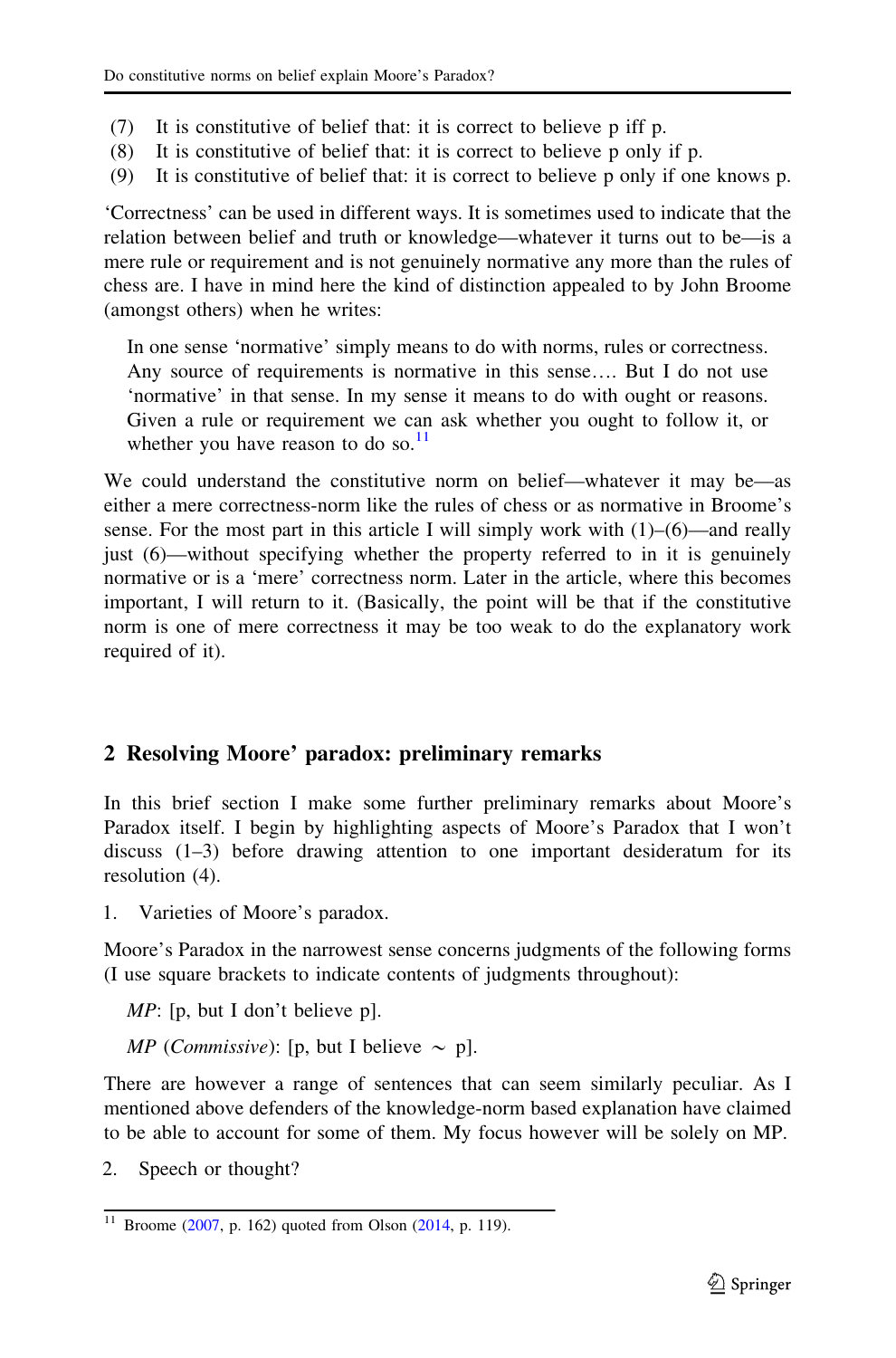(7) It is constitutive of belief that: it is correct to believe p iff p.
(8) It is constitutive of belief that: it is correct to believe p only if p.
(9) It is constitutive of belief that: it is correct to believe p only if one knows p.

'Correctness' can be used in different ways. It is sometimes used to indicate that the relation between belief and truth or knowledge—whatever it turns out to be—is a mere rule or requirement and is not genuinely normative any more than the rules of chess are. I have in mind here the kind of distinction appealed to by John Broome (amongst others) when he writes:

> In one sense 'normative' simply means to do with norms, rules or correctness. Any source of requirements is normative in this sense…. But I do not use 'normative' in that sense. In my sense it means to do with ought or reasons. Given a rule or requirement we can ask whether you ought to follow it, or whether you have reason to do so.[11]

We could understand the constitutive norm on belief—whatever it may be—as either a mere correctness-norm like the rules of chess or as normative in Broome's sense. For the most part in this article I will simply work with (1)–(6)—and really just (6)—without specifying whether the property referred to in it is genuinely normative or is a 'mere' correctness norm. Later in the article, where this becomes important, I will return to it. (Basically, the point will be that if the constitutive norm is one of mere correctness it may be too weak to do the explanatory work required of it).

## 2 Resolving Moore' paradox: preliminary remarks

In this brief section I make some further preliminary remarks about Moore's Paradox itself. I begin by highlighting aspects of Moore's Paradox that I won't discuss (1–3) before drawing attention to one important desideratum for its resolution (4).

1. Varieties of Moore's paradox.

Moore's Paradox in the narrowest sense concerns judgments of the following forms (I use square brackets to indicate contents of judgments throughout):

*MP*: [p, but I don't believe p].

*MP* (*Commissive*): [p, but I believe $\sim$ p].

There are however a range of sentences that can seem similarly peculiar. As I mentioned above defenders of the knowledge-norm based explanation have claimed to be able to account for some of them. My focus however will be solely on MP.

2. Speech or thought?

[11] Broome (2007, p. 162) quoted from Olson (2014, p. 119).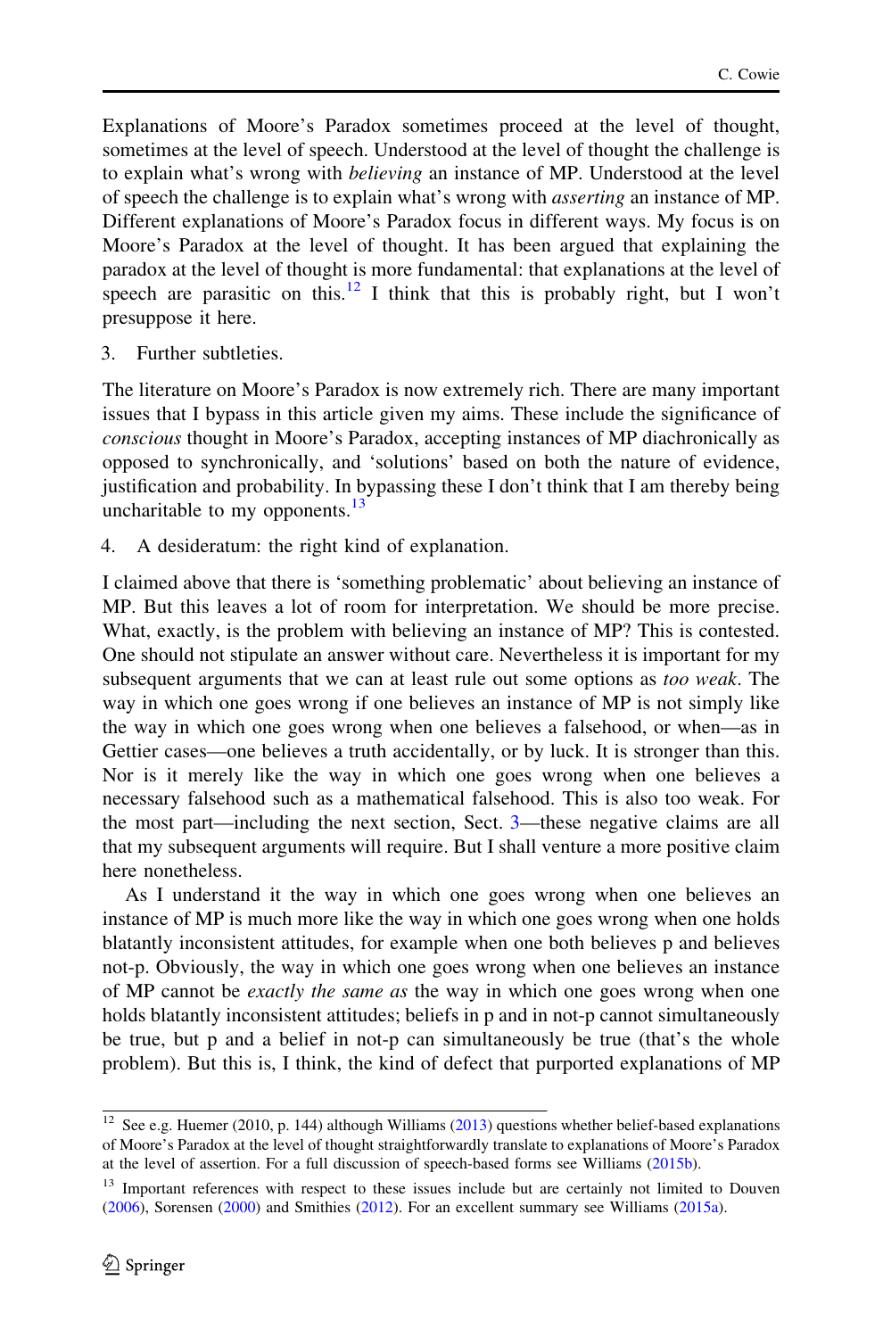Explanations of Moore's Paradox sometimes proceed at the level of thought, sometimes at the level of speech. Understood at the level of thought the challenge is to explain what's wrong with *believing* an instance of MP. Understood at the level of speech the challenge is to explain what's wrong with *asserting* an instance of MP. Different explanations of Moore's Paradox focus in different ways. My focus is on Moore's Paradox at the level of thought. It has been argued that explaining the paradox at the level of thought is more fundamental: that explanations at the level of speech are parasitic on this.[12] I think that this is probably right, but I won't presuppose it here.

3. Further subtleties.

The literature on Moore's Paradox is now extremely rich. There are many important issues that I bypass in this article given my aims. These include the significance of *conscious* thought in Moore's Paradox, accepting instances of MP diachronically as opposed to synchronically, and 'solutions' based on both the nature of evidence, justification and probability. In bypassing these I don't think that I am thereby being uncharitable to my opponents.[13]

4. A desideratum: the right kind of explanation.

I claimed above that there is 'something problematic' about believing an instance of MP. But this leaves a lot of room for interpretation. We should be more precise. What, exactly, is the problem with believing an instance of MP? This is contested. One should not stipulate an answer without care. Nevertheless it is important for my subsequent arguments that we can at least rule out some options as *too weak*. The way in which one goes wrong if one believes an instance of MP is not simply like the way in which one goes wrong when one believes a falsehood, or when—as in Gettier cases—one believes a truth accidentally, or by luck. It is stronger than this. Nor is it merely like the way in which one goes wrong when one believes a necessary falsehood such as a mathematical falsehood. This is also too weak. For the most part—including the next section, Sect. 3—these negative claims are all that my subsequent arguments will require. But I shall venture a more positive claim here nonetheless.

As I understand it the way in which one goes wrong when one believes an instance of MP is much more like the way in which one goes wrong when one holds blatantly inconsistent attitudes, for example when one both believes p and believes not-p. Obviously, the way in which one goes wrong when one believes an instance of MP cannot be *exactly the same as* the way in which one goes wrong when one holds blatantly inconsistent attitudes; beliefs in p and in not-p cannot simultaneously be true, but p and a belief in not-p can simultaneously be true (that's the whole problem). But this is, I think, the kind of defect that purported explanations of MP

---

[12] See e.g. Huemer (2010, p. 144) although Williams (2013) questions whether belief-based explanations of Moore's Paradox at the level of thought straightforwardly translate to explanations of Moore's Paradox at the level of assertion. For a full discussion of speech-based forms see Williams (2015b).

[13] Important references with respect to these issues include but are certainly not limited to Douven (2006), Sorensen (2000) and Smithies (2012). For an excellent summary see Williams (2015a).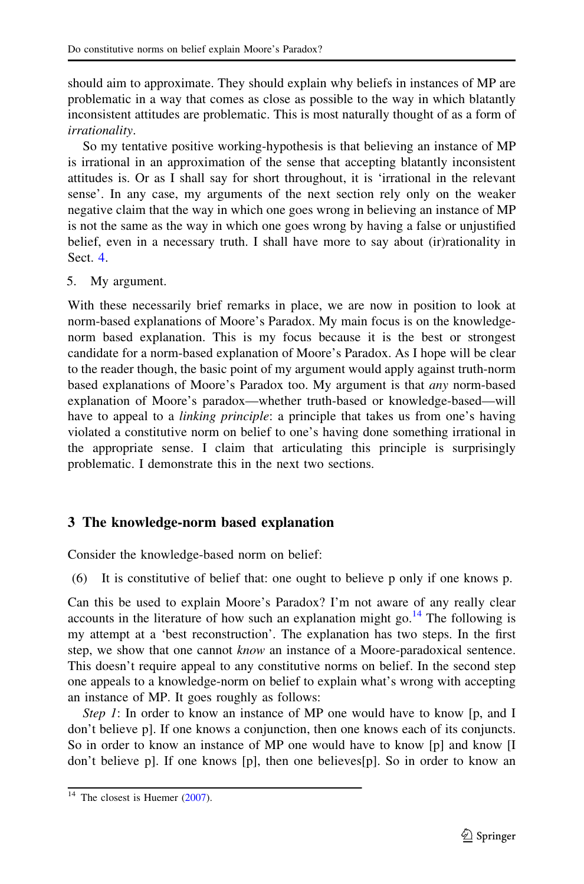should aim to approximate. They should explain why beliefs in instances of MP are problematic in a way that comes as close as possible to the way in which blatantly inconsistent attitudes are problematic. This is most naturally thought of as a form of *irrationality*.

So my tentative positive working-hypothesis is that believing an instance of MP is irrational in an approximation of the sense that accepting blatantly inconsistent attitudes is. Or as I shall say for short throughout, it is 'irrational in the relevant sense'. In any case, my arguments of the next section rely only on the weaker negative claim that the way in which one goes wrong in believing an instance of MP is not the same as the way in which one goes wrong by having a false or unjustified belief, even in a necessary truth. I shall have more to say about (ir)rationality in Sect. 4.

5. My argument.

With these necessarily brief remarks in place, we are now in position to look at norm-based explanations of Moore's Paradox. My main focus is on the knowledge-norm based explanation. This is my focus because it is the best or strongest candidate for a norm-based explanation of Moore's Paradox. As I hope will be clear to the reader though, the basic point of my argument would apply against truth-norm based explanations of Moore's Paradox too. My argument is that *any* norm-based explanation of Moore's paradox—whether truth-based or knowledge-based—will have to appeal to a *linking principle*: a principle that takes us from one's having violated a constitutive norm on belief to one's having done something irrational in the appropriate sense. I claim that articulating this principle is surprisingly problematic. I demonstrate this in the next two sections.

## 3 The knowledge-norm based explanation

Consider the knowledge-based norm on belief:

(6) It is constitutive of belief that: one ought to believe p only if one knows p.

Can this be used to explain Moore's Paradox? I'm not aware of any really clear accounts in the literature of how such an explanation might go.[14] The following is my attempt at a 'best reconstruction'. The explanation has two steps. In the first step, we show that one cannot *know* an instance of a Moore-paradoxical sentence. This doesn't require appeal to any constitutive norms on belief. In the second step one appeals to a knowledge-norm on belief to explain what's wrong with accepting an instance of MP. It goes roughly as follows:

*Step 1*: In order to know an instance of MP one would have to know [p, and I don't believe p]. If one knows a conjunction, then one knows each of its conjuncts. So in order to know an instance of MP one would have to know [p] and know [I don't believe p]. If one knows [p], then one believes[p]. So in order to know an

[14] The closest is Huemer (2007).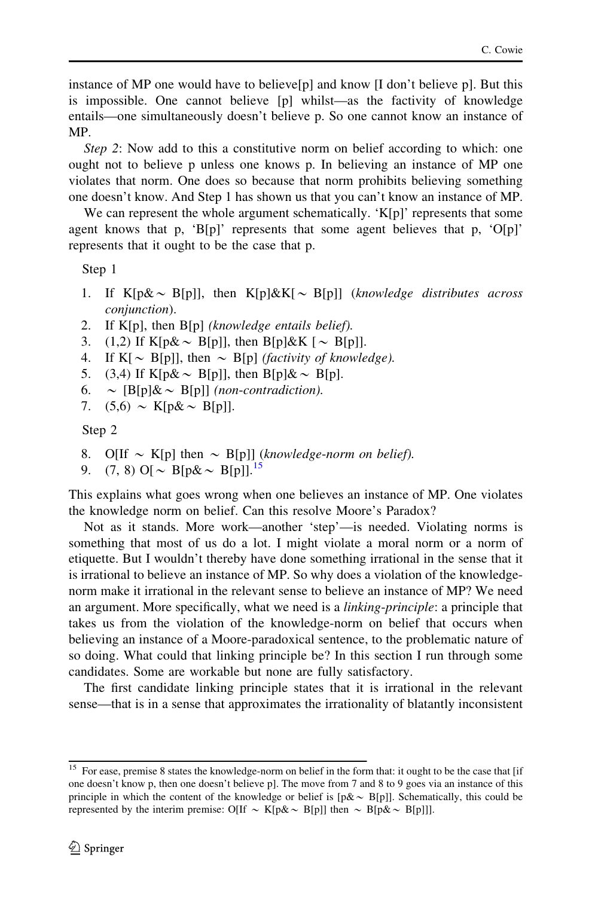instance of MP one would have to believe[p] and know [I don't believe p]. But this is impossible. One cannot believe [p] whilst—as the factivity of knowledge entails—one simultaneously doesn't believe p. So one cannot know an instance of MP.

*Step 2*: Now add to this a constitutive norm on belief according to which: one ought not to believe p unless one knows p. In believing an instance of MP one violates that norm. One does so because that norm prohibits believing something one doesn't know. And Step 1 has shown us that you can't know an instance of MP.

We can represent the whole argument schematically. 'K[p]' represents that some agent knows that p, 'B[p]' represents that some agent believes that p, 'O[p]' represents that it ought to be the case that p.

Step 1

1. If K[p& ∼ B[p]], then K[p]&K[∼ B[p]] (*knowledge distributes across conjunction*).
2. If K[p], then B[p] *(knowledge entails belief).*
3. (1,2) If K[p& ∼ B[p]], then B[p]&K [∼ B[p]].
4. If K[∼ B[p]], then ∼ B[p] *(factivity of knowledge).*
5. (3,4) If K[p& ∼ B[p]], then B[p]& ∼ B[p].
6. ∼ [B[p]& ∼ B[p]] *(non-contradiction).*
7. (5,6) ∼ K[p& ∼ B[p]].

Step 2

8. O[If ∼ K[p] then ∼ B[p]] (*knowledge-norm on belief).*
9. (7, 8) O[∼ B[p& ∼ B[p]].[15]

This explains what goes wrong when one believes an instance of MP. One violates the knowledge norm on belief. Can this resolve Moore's Paradox?

Not as it stands. More work—another 'step'—is needed. Violating norms is something that most of us do a lot. I might violate a moral norm or a norm of etiquette. But I wouldn't thereby have done something irrational in the sense that it is irrational to believe an instance of MP. So why does a violation of the knowledge-norm make it irrational in the relevant sense to believe an instance of MP? We need an argument. More specifically, what we need is a *linking-principle*: a principle that takes us from the violation of the knowledge-norm on belief that occurs when believing an instance of a Moore-paradoxical sentence, to the problematic nature of so doing. What could that linking principle be? In this section I run through some candidates. Some are workable but none are fully satisfactory.

The first candidate linking principle states that it is irrational in the relevant sense—that is in a sense that approximates the irrationality of blatantly inconsistent

[15] For ease, premise 8 states the knowledge-norm on belief in the form that: it ought to be the case that [if one doesn't know p, then one doesn't believe p]. The move from 7 and 8 to 9 goes via an instance of this principle in which the content of the knowledge or belief is [p& ∼ B[p]]. Schematically, this could be represented by the interim premise: O[If ∼ K[p& ∼ B[p]] then ∼ B[p& ∼ B[p]]].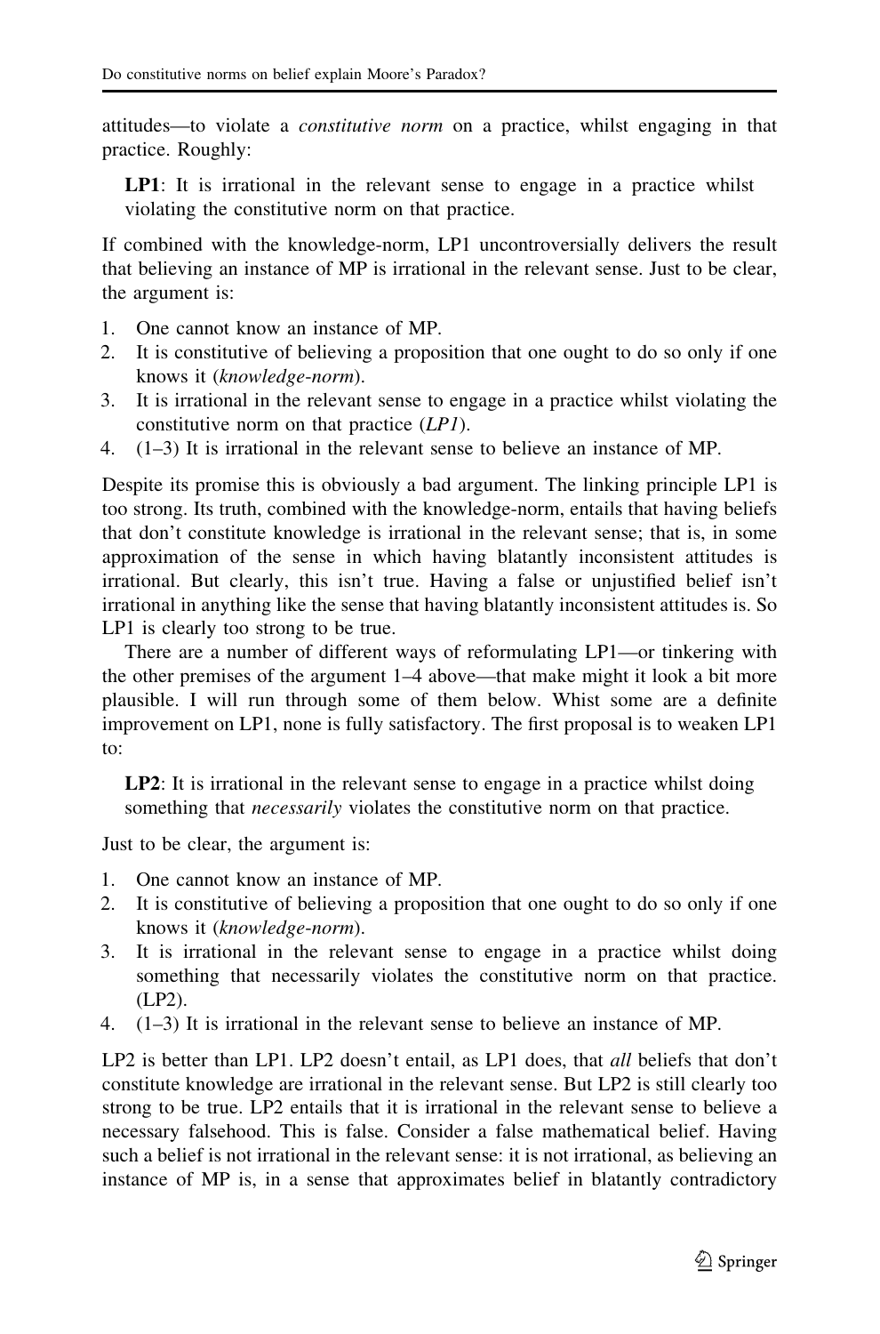attitudes—to violate a *constitutive norm* on a practice, whilst engaging in that practice. Roughly:

**LP1**: It is irrational in the relevant sense to engage in a practice whilst violating the constitutive norm on that practice.

If combined with the knowledge-norm, LP1 uncontroversially delivers the result that believing an instance of MP is irrational in the relevant sense. Just to be clear, the argument is:

1. One cannot know an instance of MP.
2. It is constitutive of believing a proposition that one ought to do so only if one knows it (*knowledge-norm*).
3. It is irrational in the relevant sense to engage in a practice whilst violating the constitutive norm on that practice (*LP1*).
4. (1–3) It is irrational in the relevant sense to believe an instance of MP.

Despite its promise this is obviously a bad argument. The linking principle LP1 is too strong. Its truth, combined with the knowledge-norm, entails that having beliefs that don't constitute knowledge is irrational in the relevant sense; that is, in some approximation of the sense in which having blatantly inconsistent attitudes is irrational. But clearly, this isn't true. Having a false or unjustified belief isn't irrational in anything like the sense that having blatantly inconsistent attitudes is. So LP1 is clearly too strong to be true.

There are a number of different ways of reformulating LP1—or tinkering with the other premises of the argument 1–4 above—that make might it look a bit more plausible. I will run through some of them below. Whist some are a definite improvement on LP1, none is fully satisfactory. The first proposal is to weaken LP1 to:

**LP2**: It is irrational in the relevant sense to engage in a practice whilst doing something that *necessarily* violates the constitutive norm on that practice.

Just to be clear, the argument is:

1. One cannot know an instance of MP.
2. It is constitutive of believing a proposition that one ought to do so only if one knows it (*knowledge-norm*).
3. It is irrational in the relevant sense to engage in a practice whilst doing something that necessarily violates the constitutive norm on that practice. (LP2).
4. (1–3) It is irrational in the relevant sense to believe an instance of MP.

LP2 is better than LP1. LP2 doesn't entail, as LP1 does, that *all* beliefs that don't constitute knowledge are irrational in the relevant sense. But LP2 is still clearly too strong to be true. LP2 entails that it is irrational in the relevant sense to believe a necessary falsehood. This is false. Consider a false mathematical belief. Having such a belief is not irrational in the relevant sense: it is not irrational, as believing an instance of MP is, in a sense that approximates belief in blatantly contradictory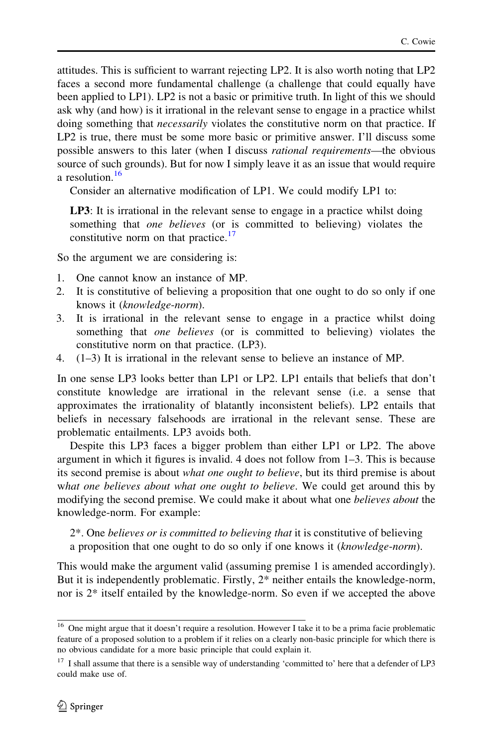attitudes. This is sufficient to warrant rejecting LP2. It is also worth noting that LP2 faces a second more fundamental challenge (a challenge that could equally have been applied to LP1). LP2 is not a basic or primitive truth. In light of this we should ask why (and how) is it irrational in the relevant sense to engage in a practice whilst doing something that *necessarily* violates the constitutive norm on that practice. If LP2 is true, there must be some more basic or primitive answer. I'll discuss some possible answers to this later (when I discuss *rational requirements*—the obvious source of such grounds). But for now I simply leave it as an issue that would require a resolution.[16]

Consider an alternative modification of LP1. We could modify LP1 to:

> **LP3**: It is irrational in the relevant sense to engage in a practice whilst doing something that *one believes* (or is committed to believing) violates the constitutive norm on that practice.[17]

So the argument we are considering is:

1. One cannot know an instance of MP.
2. It is constitutive of believing a proposition that one ought to do so only if one knows it (*knowledge-norm*).
3. It is irrational in the relevant sense to engage in a practice whilst doing something that *one believes* (or is committed to believing) violates the constitutive norm on that practice. (LP3).
4. (1–3) It is irrational in the relevant sense to believe an instance of MP.

In one sense LP3 looks better than LP1 or LP2. LP1 entails that beliefs that don't constitute knowledge are irrational in the relevant sense (i.e. a sense that approximates the irrationality of blatantly inconsistent beliefs). LP2 entails that beliefs in necessary falsehoods are irrational in the relevant sense. These are problematic entailments. LP3 avoids both.

Despite this LP3 faces a bigger problem than either LP1 or LP2. The above argument in which it figures is invalid. 4 does not follow from 1–3. This is because its second premise is about *what one ought to believe*, but its third premise is about *what one believes about what one ought to believe*. We could get around this by modifying the second premise. We could make it about what one *believes about* the knowledge-norm. For example:

> 2*. One *believes or is committed to believing that* it is constitutive of believing a proposition that one ought to do so only if one knows it (*knowledge-norm*).

This would make the argument valid (assuming premise 1 is amended accordingly). But it is independently problematic. Firstly, 2* neither entails the knowledge-norm, nor is 2* itself entailed by the knowledge-norm. So even if we accepted the above

---

[16] One might argue that it doesn't require a resolution. However I take it to be a prima facie problematic feature of a proposed solution to a problem if it relies on a clearly non-basic principle for which there is no obvious candidate for a more basic principle that could explain it.

[17] I shall assume that there is a sensible way of understanding 'committed to' here that a defender of LP3 could make use of.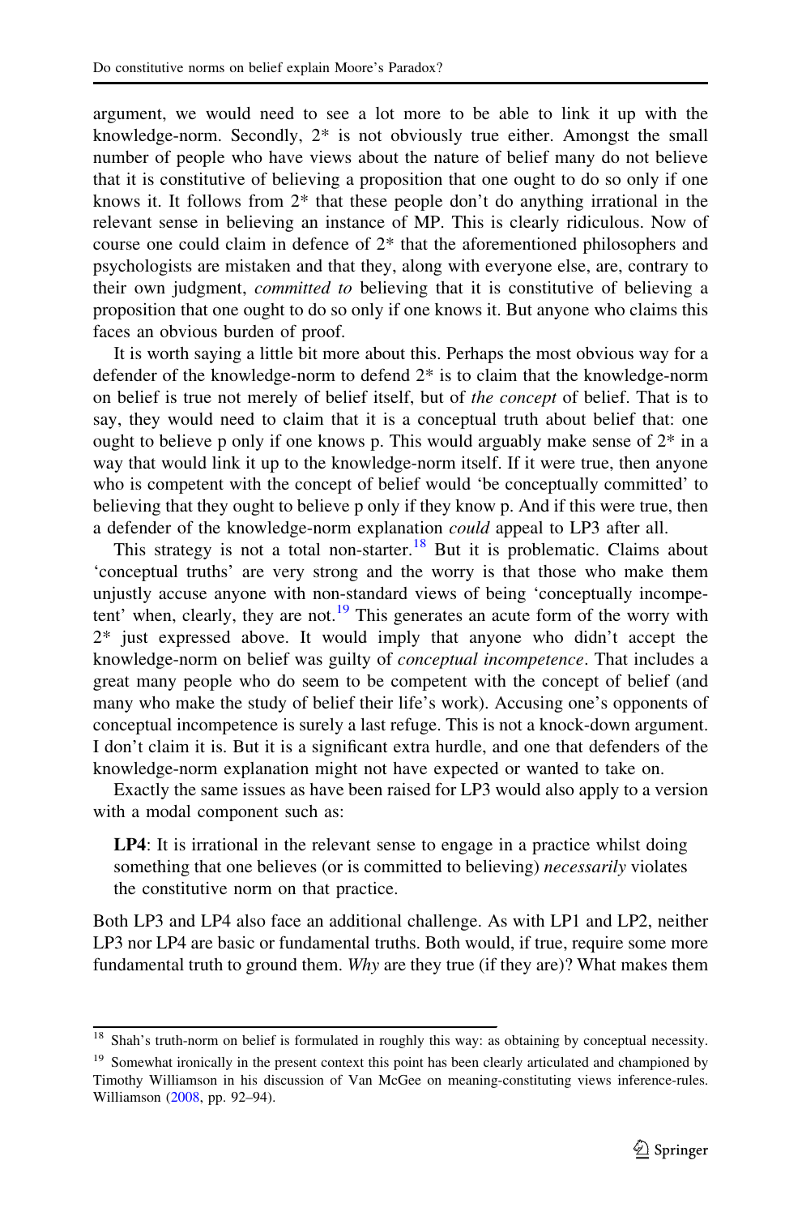argument, we would need to see a lot more to be able to link it up with the knowledge-norm. Secondly, 2* is not obviously true either. Amongst the small number of people who have views about the nature of belief many do not believe that it is constitutive of believing a proposition that one ought to do so only if one knows it. It follows from 2* that these people don't do anything irrational in the relevant sense in believing an instance of MP. This is clearly ridiculous. Now of course one could claim in defence of 2* that the aforementioned philosophers and psychologists are mistaken and that they, along with everyone else, are, contrary to their own judgment, *committed to* believing that it is constitutive of believing a proposition that one ought to do so only if one knows it. But anyone who claims this faces an obvious burden of proof.

It is worth saying a little bit more about this. Perhaps the most obvious way for a defender of the knowledge-norm to defend 2* is to claim that the knowledge-norm on belief is true not merely of belief itself, but of *the concept* of belief. That is to say, they would need to claim that it is a conceptual truth about belief that: one ought to believe p only if one knows p. This would arguably make sense of 2* in a way that would link it up to the knowledge-norm itself. If it were true, then anyone who is competent with the concept of belief would 'be conceptually committed' to believing that they ought to believe p only if they know p. And if this were true, then a defender of the knowledge-norm explanation *could* appeal to LP3 after all.

This strategy is not a total non-starter.[18] But it is problematic. Claims about 'conceptual truths' are very strong and the worry is that those who make them unjustly accuse anyone with non-standard views of being 'conceptually incompetent' when, clearly, they are not.[19] This generates an acute form of the worry with 2* just expressed above. It would imply that anyone who didn't accept the knowledge-norm on belief was guilty of *conceptual incompetence*. That includes a great many people who do seem to be competent with the concept of belief (and many who make the study of belief their life's work). Accusing one's opponents of conceptual incompetence is surely a last refuge. This is not a knock-down argument. I don't claim it is. But it is a significant extra hurdle, and one that defenders of the knowledge-norm explanation might not have expected or wanted to take on.

Exactly the same issues as have been raised for LP3 would also apply to a version with a modal component such as:

> **LP4**: It is irrational in the relevant sense to engage in a practice whilst doing something that one believes (or is committed to believing) *necessarily* violates the constitutive norm on that practice.

Both LP3 and LP4 also face an additional challenge. As with LP1 and LP2, neither LP3 nor LP4 are basic or fundamental truths. Both would, if true, require some more fundamental truth to ground them. *Why* are they true (if they are)? What makes them

---

[18] Shah's truth-norm on belief is formulated in roughly this way: as obtaining by conceptual necessity.

[19] Somewhat ironically in the present context this point has been clearly articulated and championed by Timothy Williamson in his discussion of Van McGee on meaning-constituting views inference-rules. Williamson (2008, pp. 92–94).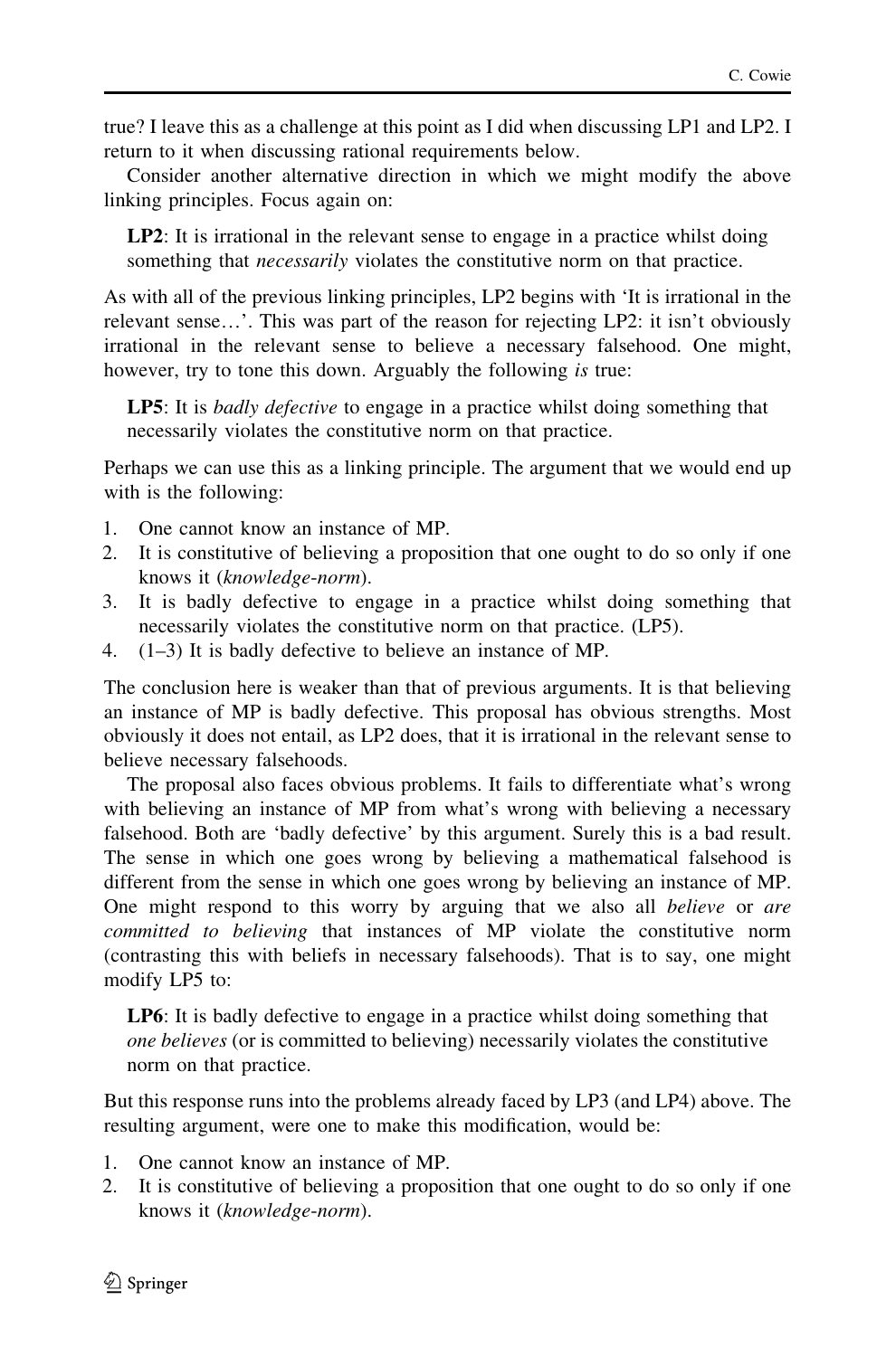true? I leave this as a challenge at this point as I did when discussing LP1 and LP2. I return to it when discussing rational requirements below.

Consider another alternative direction in which we might modify the above linking principles. Focus again on:

> **LP2**: It is irrational in the relevant sense to engage in a practice whilst doing something that *necessarily* violates the constitutive norm on that practice.

As with all of the previous linking principles, LP2 begins with 'It is irrational in the relevant sense…'. This was part of the reason for rejecting LP2: it isn't obviously irrational in the relevant sense to believe a necessary falsehood. One might, however, try to tone this down. Arguably the following *is* true:

> **LP5**: It is *badly defective* to engage in a practice whilst doing something that necessarily violates the constitutive norm on that practice.

Perhaps we can use this as a linking principle. The argument that we would end up with is the following:

1. One cannot know an instance of MP.
2. It is constitutive of believing a proposition that one ought to do so only if one knows it (*knowledge-norm*).
3. It is badly defective to engage in a practice whilst doing something that necessarily violates the constitutive norm on that practice. (LP5).
4. (1–3) It is badly defective to believe an instance of MP.

The conclusion here is weaker than that of previous arguments. It is that believing an instance of MP is badly defective. This proposal has obvious strengths. Most obviously it does not entail, as LP2 does, that it is irrational in the relevant sense to believe necessary falsehoods.

The proposal also faces obvious problems. It fails to differentiate what's wrong with believing an instance of MP from what's wrong with believing a necessary falsehood. Both are 'badly defective' by this argument. Surely this is a bad result. The sense in which one goes wrong by believing a mathematical falsehood is different from the sense in which one goes wrong by believing an instance of MP. One might respond to this worry by arguing that we also all *believe* or *are committed to believing* that instances of MP violate the constitutive norm (contrasting this with beliefs in necessary falsehoods). That is to say, one might modify LP5 to:

> **LP6**: It is badly defective to engage in a practice whilst doing something that *one believes* (or is committed to believing) necessarily violates the constitutive norm on that practice.

But this response runs into the problems already faced by LP3 (and LP4) above. The resulting argument, were one to make this modification, would be:

1. One cannot know an instance of MP.
2. It is constitutive of believing a proposition that one ought to do so only if one knows it (*knowledge-norm*).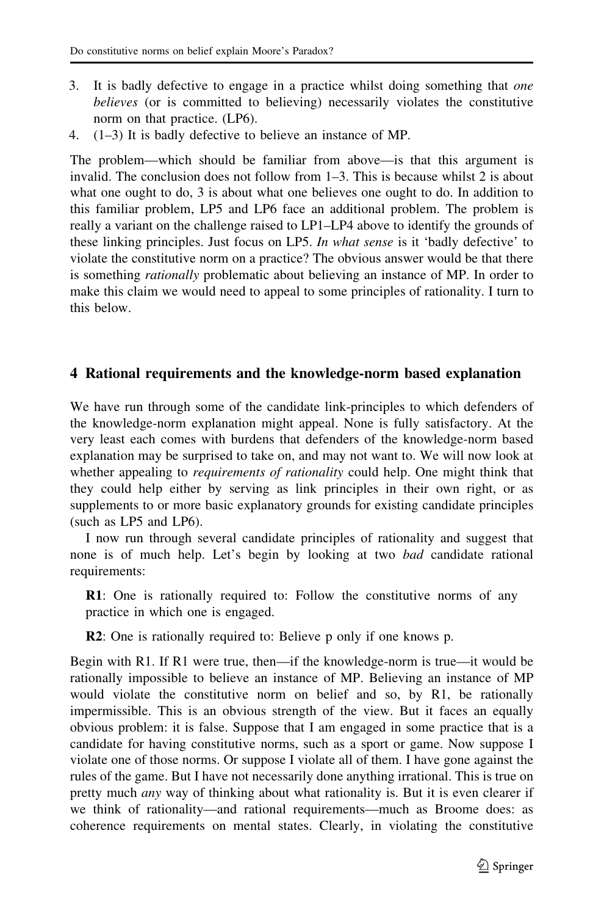3. It is badly defective to engage in a practice whilst doing something that *one believes* (or is committed to believing) necessarily violates the constitutive norm on that practice. (LP6).
4. (1–3) It is badly defective to believe an instance of MP.

The problem—which should be familiar from above—is that this argument is invalid. The conclusion does not follow from 1–3. This is because whilst 2 is about what one ought to do, 3 is about what one believes one ought to do. In addition to this familiar problem, LP5 and LP6 face an additional problem. The problem is really a variant on the challenge raised to LP1–LP4 above to identify the grounds of these linking principles. Just focus on LP5. *In what sense* is it 'badly defective' to violate the constitutive norm on a practice? The obvious answer would be that there is something *rationally* problematic about believing an instance of MP. In order to make this claim we would need to appeal to some principles of rationality. I turn to this below.

## 4 Rational requirements and the knowledge-norm based explanation

We have run through some of the candidate link-principles to which defenders of the knowledge-norm explanation might appeal. None is fully satisfactory. At the very least each comes with burdens that defenders of the knowledge-norm based explanation may be surprised to take on, and may not want to. We will now look at whether appealing to *requirements of rationality* could help. One might think that they could help either by serving as link principles in their own right, or as supplements to or more basic explanatory grounds for existing candidate principles (such as LP5 and LP6).

I now run through several candidate principles of rationality and suggest that none is of much help. Let's begin by looking at two *bad* candidate rational requirements:

> **R1**: One is rationally required to: Follow the constitutive norms of any practice in which one is engaged.

> **R2**: One is rationally required to: Believe p only if one knows p.

Begin with R1. If R1 were true, then—if the knowledge-norm is true—it would be rationally impossible to believe an instance of MP. Believing an instance of MP would violate the constitutive norm on belief and so, by R1, be rationally impermissible. This is an obvious strength of the view. But it faces an equally obvious problem: it is false. Suppose that I am engaged in some practice that is a candidate for having constitutive norms, such as a sport or game. Now suppose I violate one of those norms. Or suppose I violate all of them. I have gone against the rules of the game. But I have not necessarily done anything irrational. This is true on pretty much *any* way of thinking about what rationality is. But it is even clearer if we think of rationality—and rational requirements—much as Broome does: as coherence requirements on mental states. Clearly, in violating the constitutive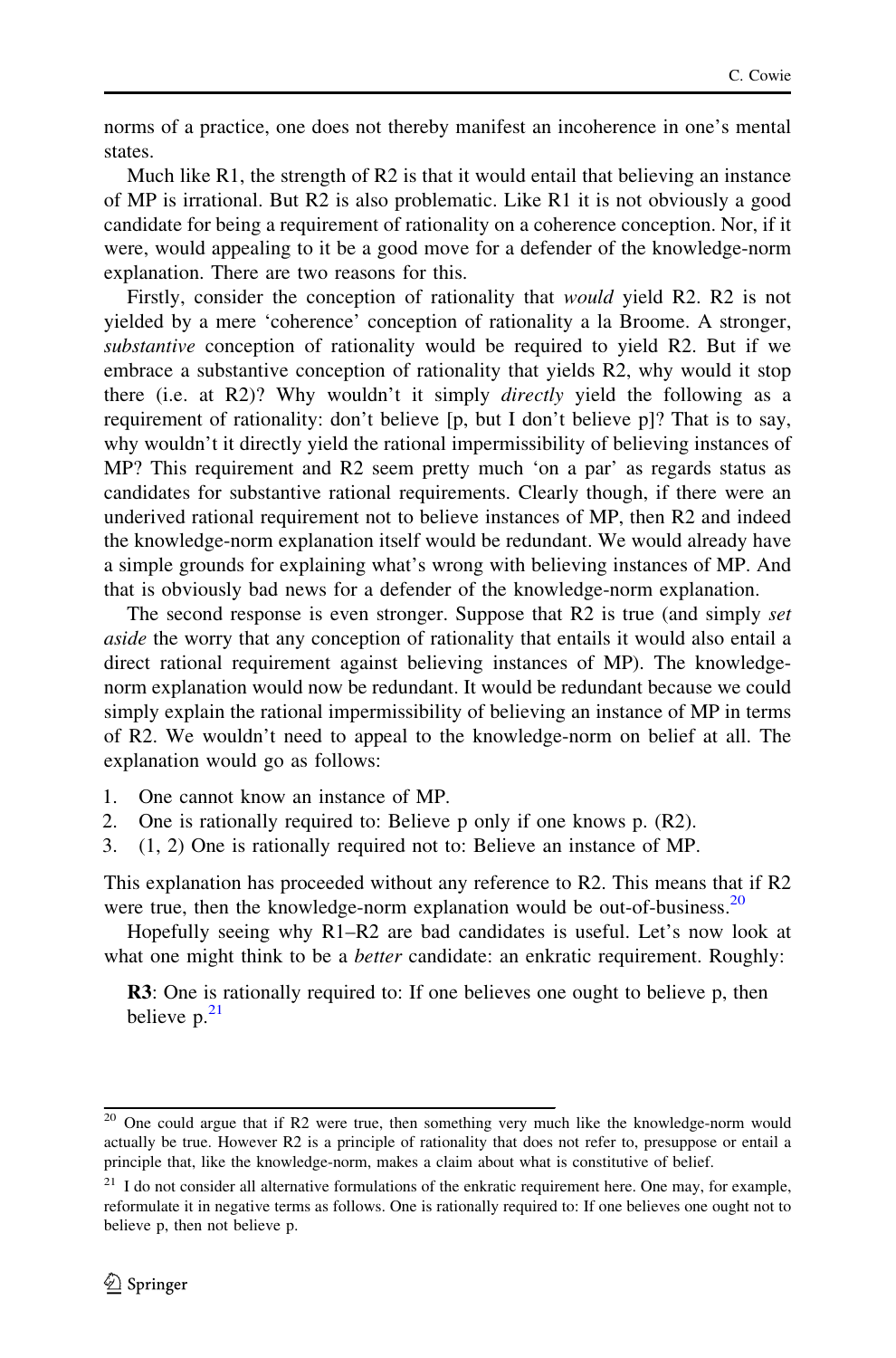norms of a practice, one does not thereby manifest an incoherence in one's mental states.

Much like R1, the strength of R2 is that it would entail that believing an instance of MP is irrational. But R2 is also problematic. Like R1 it is not obviously a good candidate for being a requirement of rationality on a coherence conception. Nor, if it were, would appealing to it be a good move for a defender of the knowledge-norm explanation. There are two reasons for this.

Firstly, consider the conception of rationality that *would* yield R2. R2 is not yielded by a mere 'coherence' conception of rationality a la Broome. A stronger, *substantive* conception of rationality would be required to yield R2. But if we embrace a substantive conception of rationality that yields R2, why would it stop there (i.e. at R2)? Why wouldn't it simply *directly* yield the following as a requirement of rationality: don't believe [p, but I don't believe p]? That is to say, why wouldn't it directly yield the rational impermissibility of believing instances of MP? This requirement and R2 seem pretty much 'on a par' as regards status as candidates for substantive rational requirements. Clearly though, if there were an underived rational requirement not to believe instances of MP, then R2 and indeed the knowledge-norm explanation itself would be redundant. We would already have a simple grounds for explaining what's wrong with believing instances of MP. And that is obviously bad news for a defender of the knowledge-norm explanation.

The second response is even stronger. Suppose that R2 is true (and simply *set aside* the worry that any conception of rationality that entails it would also entail a direct rational requirement against believing instances of MP). The knowledge-norm explanation would now be redundant. It would be redundant because we could simply explain the rational impermissibility of believing an instance of MP in terms of R2. We wouldn't need to appeal to the knowledge-norm on belief at all. The explanation would go as follows:

1. One cannot know an instance of MP.
2. One is rationally required to: Believe p only if one knows p. (R2).
3. (1, 2) One is rationally required not to: Believe an instance of MP.

This explanation has proceeded without any reference to R2. This means that if R2 were true, then the knowledge-norm explanation would be out-of-business.[20]

Hopefully seeing why R1–R2 are bad candidates is useful. Let's now look at what one might think to be a *better* candidate: an enkratic requirement. Roughly:

> **R3**: One is rationally required to: If one believes one ought to believe p, then believe p.[21]

[20] One could argue that if R2 were true, then something very much like the knowledge-norm would actually be true. However R2 is a principle of rationality that does not refer to, presuppose or entail a principle that, like the knowledge-norm, makes a claim about what is constitutive of belief.

[21] I do not consider all alternative formulations of the enkratic requirement here. One may, for example, reformulate it in negative terms as follows. One is rationally required to: If one believes one ought not to believe p, then not believe p.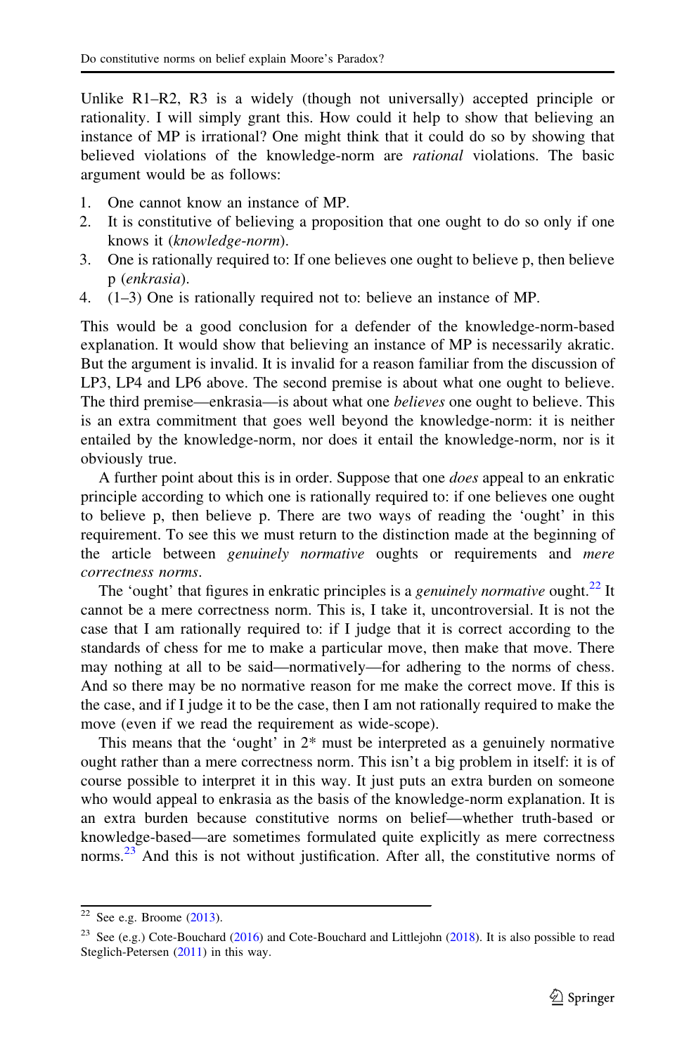Unlike R1–R2, R3 is a widely (though not universally) accepted principle or rationality. I will simply grant this. How could it help to show that believing an instance of MP is irrational? One might think that it could do so by showing that believed violations of the knowledge-norm are *rational* violations. The basic argument would be as follows:

1. One cannot know an instance of MP.
2. It is constitutive of believing a proposition that one ought to do so only if one knows it (*knowledge-norm*).
3. One is rationally required to: If one believes one ought to believe p, then believe p (*enkrasia*).
4. (1–3) One is rationally required not to: believe an instance of MP.

This would be a good conclusion for a defender of the knowledge-norm-based explanation. It would show that believing an instance of MP is necessarily akratic. But the argument is invalid. It is invalid for a reason familiar from the discussion of LP3, LP4 and LP6 above. The second premise is about what one ought to believe. The third premise—enkrasia—is about what one *believes* one ought to believe. This is an extra commitment that goes well beyond the knowledge-norm: it is neither entailed by the knowledge-norm, nor does it entail the knowledge-norm, nor is it obviously true.

A further point about this is in order. Suppose that one *does* appeal to an enkratic principle according to which one is rationally required to: if one believes one ought to believe p, then believe p. There are two ways of reading the 'ought' in this requirement. To see this we must return to the distinction made at the beginning of the article between *genuinely normative* oughts or requirements and *mere correctness norms*.

The 'ought' that figures in enkratic principles is a *genuinely normative* ought.[22] It cannot be a mere correctness norm. This is, I take it, uncontroversial. It is not the case that I am rationally required to: if I judge that it is correct according to the standards of chess for me to make a particular move, then make that move. There may nothing at all to be said—normatively—for adhering to the norms of chess. And so there may be no normative reason for me make the correct move. If this is the case, and if I judge it to be the case, then I am not rationally required to make the move (even if we read the requirement as wide-scope).

This means that the 'ought' in 2* must be interpreted as a genuinely normative ought rather than a mere correctness norm. This isn't a big problem in itself: it is of course possible to interpret it in this way. It just puts an extra burden on someone who would appeal to enkrasia as the basis of the knowledge-norm explanation. It is an extra burden because constitutive norms on belief—whether truth-based or knowledge-based—are sometimes formulated quite explicitly as mere correctness norms.[23] And this is not without justification. After all, the constitutive norms of

---

[22] See e.g. Broome (2013).

[23] See (e.g.) Cote-Bouchard (2016) and Cote-Bouchard and Littlejohn (2018). It is also possible to read Steglich-Petersen (2011) in this way.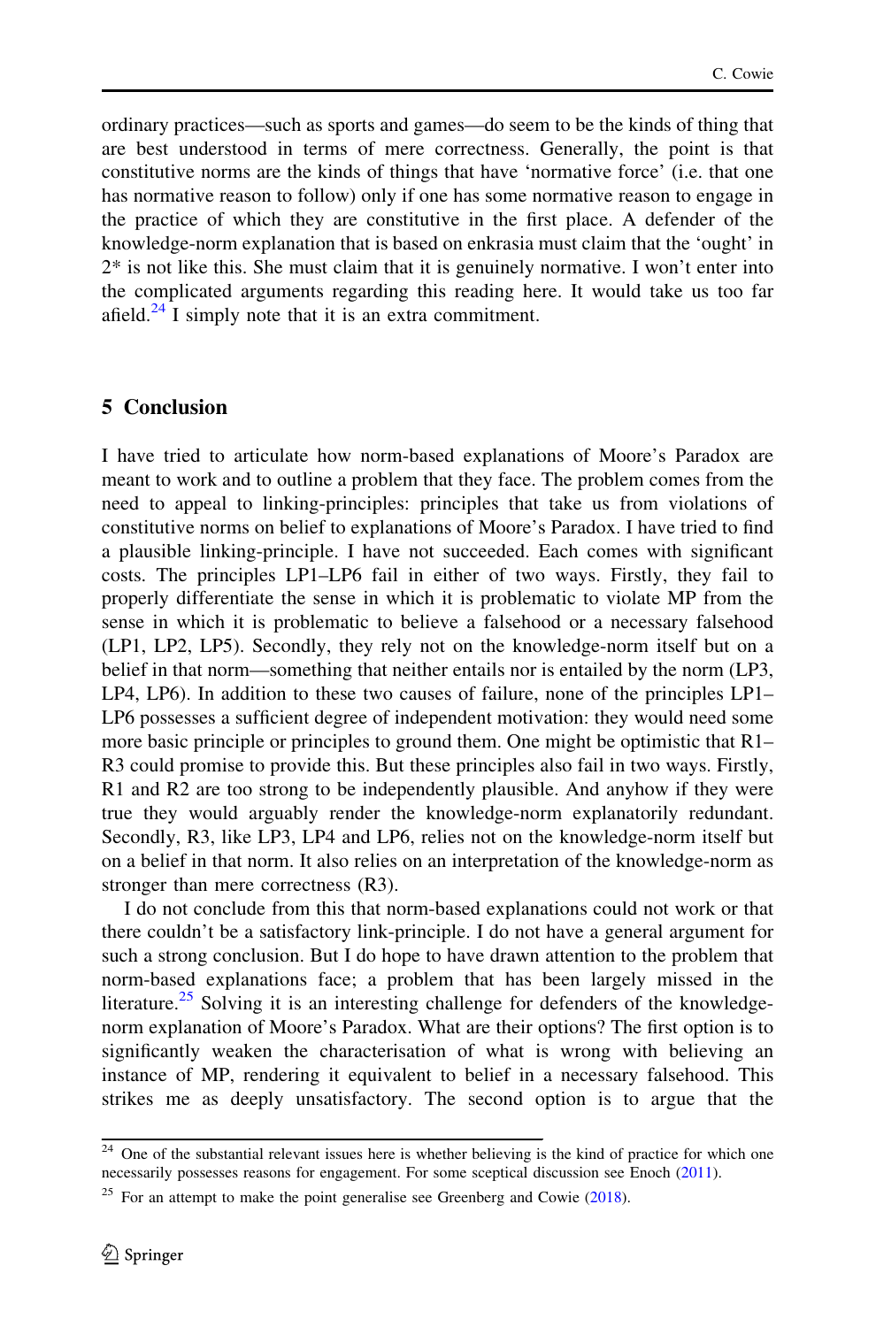ordinary practices—such as sports and games—do seem to be the kinds of thing that are best understood in terms of mere correctness. Generally, the point is that constitutive norms are the kinds of things that have 'normative force' (i.e. that one has normative reason to follow) only if one has some normative reason to engage in the practice of which they are constitutive in the first place. A defender of the knowledge-norm explanation that is based on enkrasia must claim that the 'ought' in 2* is not like this. She must claim that it is genuinely normative. I won't enter into the complicated arguments regarding this reading here. It would take us too far afield.[24] I simply note that it is an extra commitment.

## 5 Conclusion

I have tried to articulate how norm-based explanations of Moore's Paradox are meant to work and to outline a problem that they face. The problem comes from the need to appeal to linking-principles: principles that take us from violations of constitutive norms on belief to explanations of Moore's Paradox. I have tried to find a plausible linking-principle. I have not succeeded. Each comes with significant costs. The principles LP1–LP6 fail in either of two ways. Firstly, they fail to properly differentiate the sense in which it is problematic to violate MP from the sense in which it is problematic to believe a falsehood or a necessary falsehood (LP1, LP2, LP5). Secondly, they rely not on the knowledge-norm itself but on a belief in that norm—something that neither entails nor is entailed by the norm (LP3, LP4, LP6). In addition to these two causes of failure, none of the principles LP1–LP6 possesses a sufficient degree of independent motivation: they would need some more basic principle or principles to ground them. One might be optimistic that R1–R3 could promise to provide this. But these principles also fail in two ways. Firstly, R1 and R2 are too strong to be independently plausible. And anyhow if they were true they would arguably render the knowledge-norm explanatorily redundant. Secondly, R3, like LP3, LP4 and LP6, relies not on the knowledge-norm itself but on a belief in that norm. It also relies on an interpretation of the knowledge-norm as stronger than mere correctness (R3).

I do not conclude from this that norm-based explanations could not work or that there couldn't be a satisfactory link-principle. I do not have a general argument for such a strong conclusion. But I do hope to have drawn attention to the problem that norm-based explanations face; a problem that has been largely missed in the literature.[25] Solving it is an interesting challenge for defenders of the knowledge-norm explanation of Moore's Paradox. What are their options? The first option is to significantly weaken the characterisation of what is wrong with believing an instance of MP, rendering it equivalent to belief in a necessary falsehood. This strikes me as deeply unsatisfactory. The second option is to argue that the

---

[24] One of the substantial relevant issues here is whether believing is the kind of practice for which one necessarily possesses reasons for engagement. For some sceptical discussion see Enoch (2011).

[25] For an attempt to make the point generalise see Greenberg and Cowie (2018).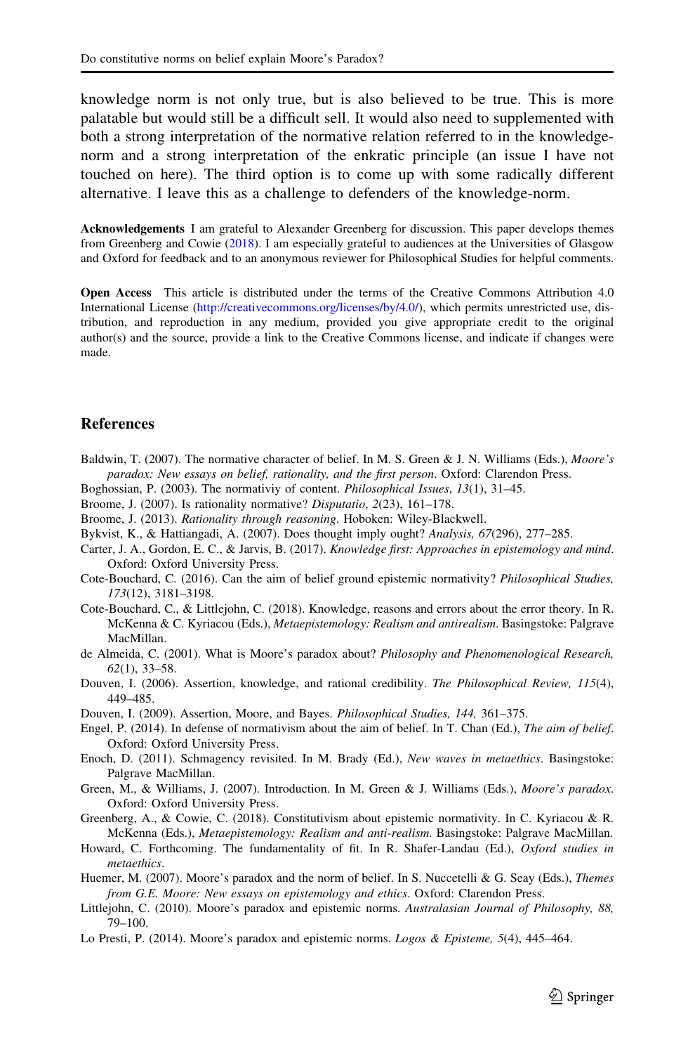knowledge norm is not only true, but is also believed to be true. This is more palatable but would still be a difficult sell. It would also need to supplemented with both a strong interpretation of the normative relation referred to in the knowledge-norm and a strong interpretation of the enkratic principle (an issue I have not touched on here). The third option is to come up with some radically different alternative. I leave this as a challenge to defenders of the knowledge-norm.

**Acknowledgements** I am grateful to Alexander Greenberg for discussion. This paper develops themes from Greenberg and Cowie (2018). I am especially grateful to audiences at the Universities of Glasgow and Oxford for feedback and to an anonymous reviewer for Philosophical Studies for helpful comments.

**Open Access** This article is distributed under the terms of the Creative Commons Attribution 4.0 International License (http://creativecommons.org/licenses/by/4.0/), which permits unrestricted use, distribution, and reproduction in any medium, provided you give appropriate credit to the original author(s) and the source, provide a link to the Creative Commons license, and indicate if changes were made.

## References

Baldwin, T. (2007). The normative character of belief. In M. S. Green & J. N. Williams (Eds.), *Moore's paradox: New essays on belief, rationality, and the first person*. Oxford: Clarendon Press.

Boghossian, P. (2003). The normativiy of content. *Philosophical Issues*, *13*(1), 31–45.

Broome, J. (2007). Is rationality normative? *Disputatio*, *2*(23), 161–178.

Broome, J. (2013). *Rationality through reasoning*. Hoboken: Wiley-Blackwell.

Bykvist, K., & Hattiangadi, A. (2007). Does thought imply ought? *Analysis, 67*(296), 277–285.

Carter, J. A., Gordon, E. C., & Jarvis, B. (2017). *Knowledge first: Approaches in epistemology and mind*. Oxford: Oxford University Press.

Cote-Bouchard, C. (2016). Can the aim of belief ground epistemic normativity? *Philosophical Studies, 173*(12), 3181–3198.

Cote-Bouchard, C., & Littlejohn, C. (2018). Knowledge, reasons and errors about the error theory. In R. McKenna & C. Kyriacou (Eds.), *Metaepistemology: Realism and antirealism*. Basingstoke: Palgrave MacMillan.

de Almeida, C. (2001). What is Moore's paradox about? *Philosophy and Phenomenological Research, 62*(1), 33–58.

Douven, I. (2006). Assertion, knowledge, and rational credibility. *The Philosophical Review, 115*(4), 449–485.

Douven, I. (2009). Assertion, Moore, and Bayes. *Philosophical Studies, 144,* 361–375.

Engel, P. (2014). In defense of normativism about the aim of belief. In T. Chan (Ed.), *The aim of belief*. Oxford: Oxford University Press.

Enoch, D. (2011). Schmagency revisited. In M. Brady (Ed.), *New waves in metaethics*. Basingstoke: Palgrave MacMillan.

Green, M., & Williams, J. (2007). Introduction. In M. Green & J. Williams (Eds.), *Moore's paradox*. Oxford: Oxford University Press.

Greenberg, A., & Cowie, C. (2018). Constitutivism about epistemic normativity. In C. Kyriacou & R. McKenna (Eds.), *Metaepistemology: Realism and anti-realism.* Basingstoke: Palgrave MacMillan.

Howard, C. Forthcoming. The fundamentality of fit. In R. Shafer-Landau (Ed.), *Oxford studies in metaethics*.

Huemer, M. (2007). Moore's paradox and the norm of belief. In S. Nuccetelli & G. Seay (Eds.), *Themes from G.E. Moore: New essays on epistemology and ethics*. Oxford: Clarendon Press.

Littlejohn, C. (2010). Moore's paradox and epistemic norms. *Australasian Journal of Philosophy, 88,* 79–100.

Lo Presti, P. (2014). Moore's paradox and epistemic norms. *Logos & Episteme, 5*(4), 445–464.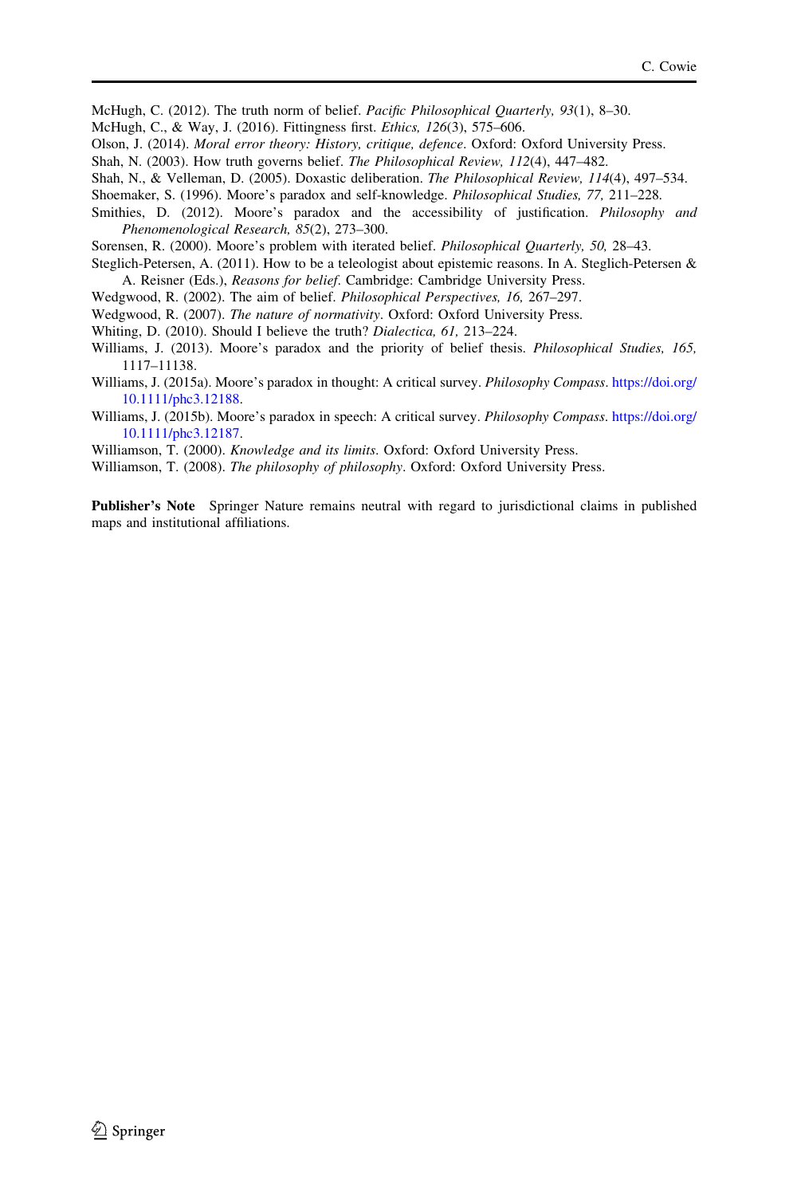McHugh, C. (2012). The truth norm of belief. *Pacific Philosophical Quarterly, 93*(1), 8–30.

McHugh, C., & Way, J. (2016). Fittingness first. *Ethics, 126*(3), 575–606.

Olson, J. (2014). *Moral error theory: History, critique, defence*. Oxford: Oxford University Press.

Shah, N. (2003). How truth governs belief. *The Philosophical Review, 112*(4), 447–482.

Shah, N., & Velleman, D. (2005). Doxastic deliberation. *The Philosophical Review, 114*(4), 497–534.

Shoemaker, S. (1996). Moore's paradox and self-knowledge. *Philosophical Studies, 77,* 211–228.

Smithies, D. (2012). Moore's paradox and the accessibility of justification. *Philosophy and Phenomenological Research, 85*(2), 273–300.

Sorensen, R. (2000). Moore's problem with iterated belief. *Philosophical Quarterly, 50,* 28–43.

Steglich-Petersen, A. (2011). How to be a teleologist about epistemic reasons. In A. Steglich-Petersen & A. Reisner (Eds.), *Reasons for belief*. Cambridge: Cambridge University Press.

Wedgwood, R. (2002). The aim of belief. *Philosophical Perspectives, 16,* 267–297.

Wedgwood, R. (2007). *The nature of normativity*. Oxford: Oxford University Press.

Whiting, D. (2010). Should I believe the truth? *Dialectica, 61,* 213–224.

Williams, J. (2013). Moore's paradox and the priority of belief thesis. *Philosophical Studies, 165,* 1117–11138.

Williams, J. (2015a). Moore's paradox in thought: A critical survey. *Philosophy Compass*. https://doi.org/10.1111/phc3.12188.

Williams, J. (2015b). Moore's paradox in speech: A critical survey. *Philosophy Compass*. https://doi.org/10.1111/phc3.12187.

Williamson, T. (2000). *Knowledge and its limits*. Oxford: Oxford University Press.

Williamson, T. (2008). *The philosophy of philosophy*. Oxford: Oxford University Press.

**Publisher's Note** Springer Nature remains neutral with regard to jurisdictional claims in published maps and institutional affiliations.